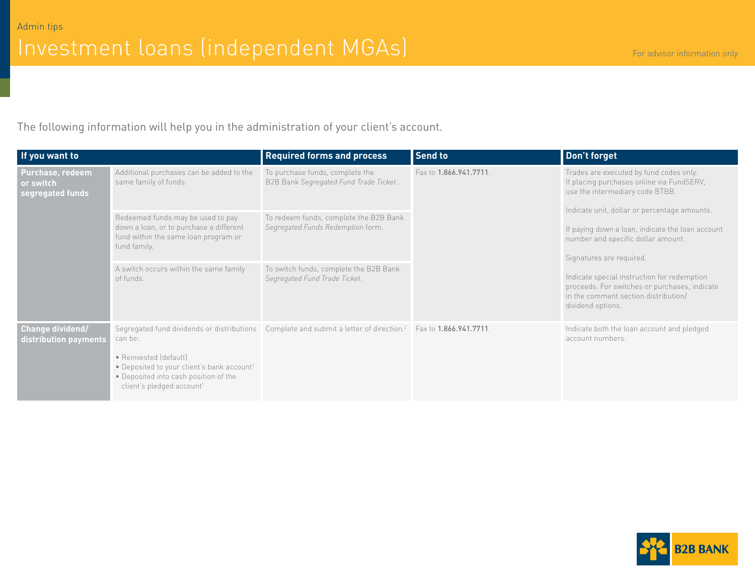Admin tips

# Investment loans (independent MGAs)

For advisor information only

The following information will help you in the administration of your client's account.

| If you want to | | Required forms and process | Send to | Don't forget |
|---|---|---|---|---|
| **Purchase, redeem or switch segregated funds** | Additional purchases can be added to the same family of funds. | To purchase funds, complete the B2B Bank *Segregated Fund Trade Ticket*. | Fax to **1.866.941.7711**. | Trades are executed by fund codes only. If placing purchases online via FundSERV, use the intermediary code BTBB.<br><br>Indicate unit, dollar or percentage amounts.<br><br>If paying down a loan, indicate the loan account number and specific dollar amount.<br><br>Signatures are required.<br><br>Indicate special instruction for redemption proceeds. For switches or purchases, indicate in the comment section distribution/dividend options. |
| | Redeemed funds may be used to pay down a loan, or to purchase a different fund within the same loan program or fund family. | To redeem funds, complete the B2B Bank *Segregated Funds Redemption* form. | | |
| | A switch occurs within the same family of funds. | To switch funds, complete the B2B Bank *Segregated Fund Trade Ticket*. | | |
| **Change dividend/ distribution payments** | Segregated fund dividends or distributions can be:<br>• Reinvested (default)<br>• Deposited to your client's bank account[1]<br>• Deposited into cash position of the client's pledged account[1] | Complete and submit a letter of direction.[2] | Fax to **1.866.941.7711**. | Indicate both the loan account and pledged account numbers. |

B2B BANK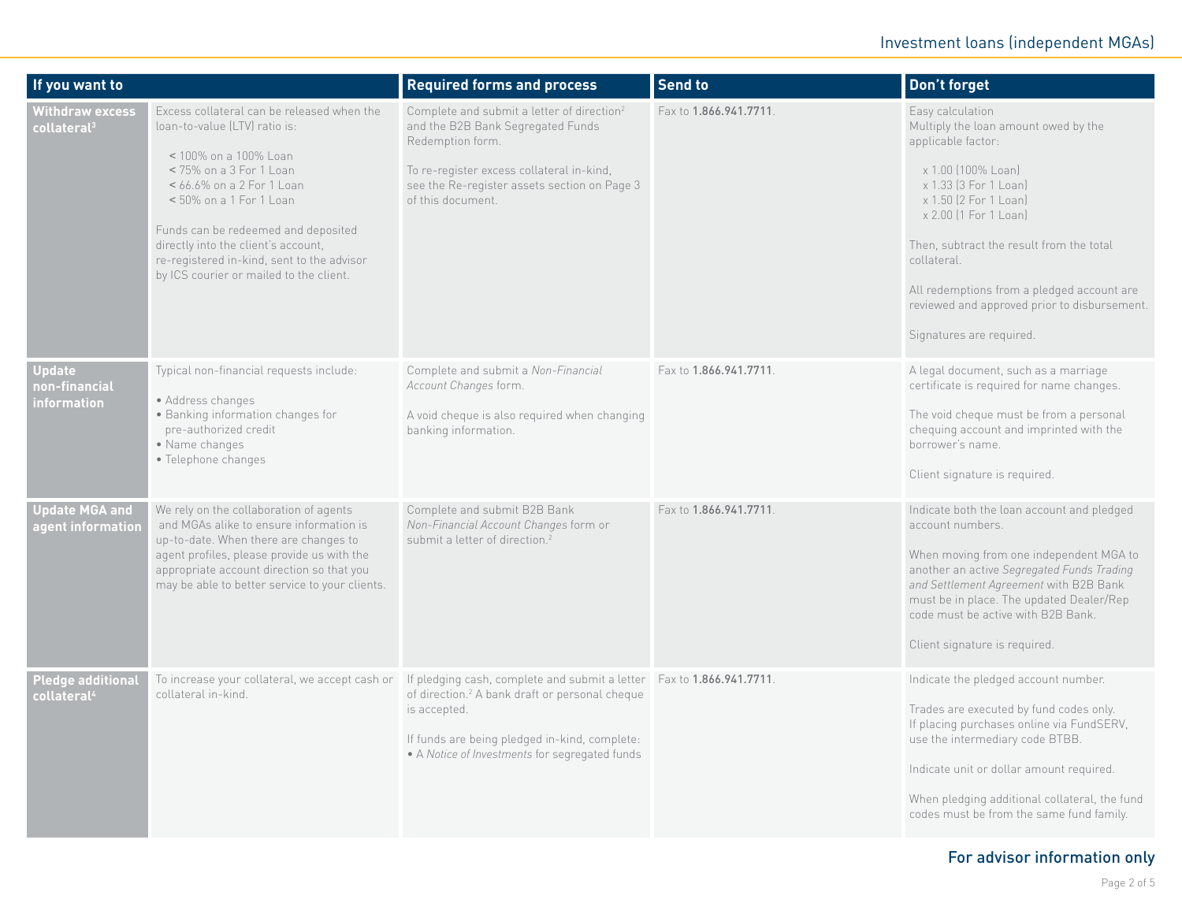| If you want to | | Required forms and process | Send to | Don't forget |
| --- | --- | --- | --- | --- |
| **Withdraw excess collateral**[3] | Excess collateral can be released when the loan-to-value (LTV) ratio is:<br><br>< 100% on a 100% Loan<br>< 75% on a 3 For 1 Loan<br>< 66.6% on a 2 For 1 Loan<br>< 50% on a 1 For 1 Loan<br><br>Funds can be redeemed and deposited directly into the client's account, re-registered in-kind, sent to the advisor by ICS courier or mailed to the client. | Complete and submit a letter of direction[2] and the B2B Bank Segregated Funds Redemption form.<br><br>To re-register excess collateral in-kind, see the Re-register assets section on Page 3 of this document. | Fax to **1.866.941.7711**. | Easy calculation<br>Multiply the loan amount owed by the applicable factor:<br><br>x 1.00 (100% Loan)<br>x 1.33 (3 For 1 Loan)<br>x 1.50 (2 For 1 Loan)<br>x 2.00 (1 For 1 Loan)<br><br>Then, subtract the result from the total collateral.<br><br>All redemptions from a pledged account are reviewed and approved prior to disbursement.<br><br>Signatures are required. |
| **Update non-financial information** | Typical non-financial requests include:<br><br>• Address changes<br>• Banking information changes for pre-authorized credit<br>• Name changes<br>• Telephone changes | Complete and submit a *Non-Financial Account Changes* form.<br><br>A void cheque is also required when changing banking information. | Fax to **1.866.941.7711**. | A legal document, such as a marriage certificate is required for name changes.<br><br>The void cheque must be from a personal chequing account and imprinted with the borrower's name.<br><br>Client signature is required. |
| **Update MGA and agent information** | We rely on the collaboration of agents and MGAs alike to ensure information is up-to-date. When there are changes to agent profiles, please provide us with the appropriate account direction so that you may be able to better service to your clients. | Complete and submit B2B Bank *Non-Financial Account Changes* form or submit a letter of direction.[2] | Fax to **1.866.941.7711**. | Indicate both the loan account and pledged account numbers.<br><br>When moving from one independent MGA to another an active *Segregated Funds Trading and Settlement Agreement* with B2B Bank must be in place. The updated Dealer/Rep code must be active with B2B Bank.<br><br>Client signature is required. |
| **Pledge additional collateral**[4] | To increase your collateral, we accept cash or collateral in-kind. | If pledging cash, complete and submit a letter of direction.[2] A bank draft or personal cheque is accepted.<br><br>If funds are being pledged in-kind, complete:<br>• A *Notice of Investments* for segregated funds | Fax to **1.866.941.7711**. | Indicate the pledged account number.<br><br>Trades are executed by fund codes only. If placing purchases online via FundSERV, use the intermediary code BTBB.<br><br>Indicate unit or dollar amount required.<br><br>When pledging additional collateral, the fund codes must be from the same fund family. |

**For advisor information only**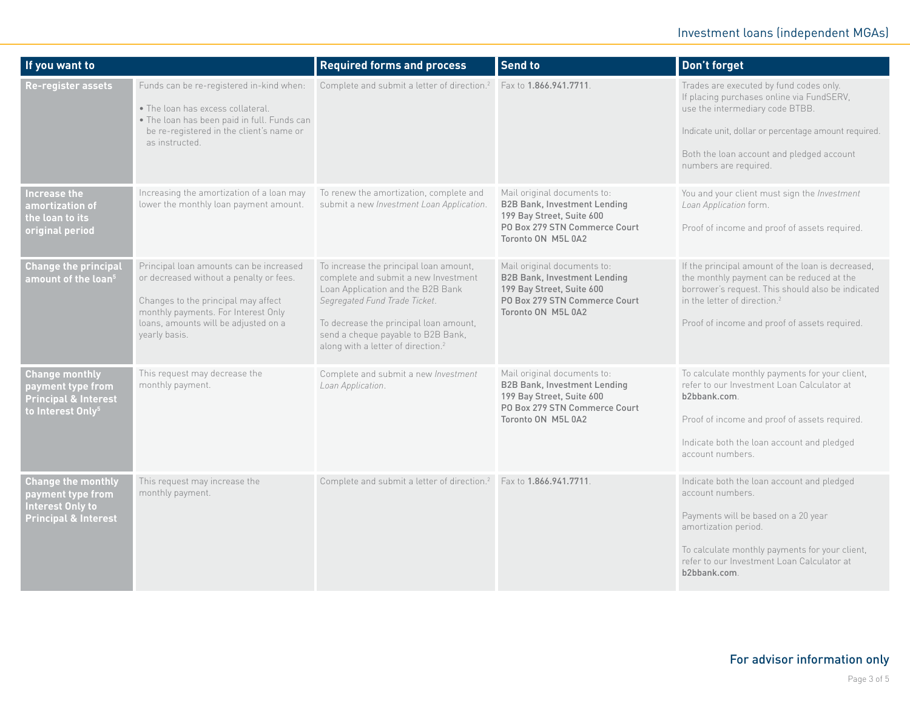| If you want to | | Required forms and process | Send to | Don't forget |
|---|---|---|---|---|
| **Re-register assets** | Funds can be re-registered in-kind when:<br>• The loan has excess collateral.<br>• The loan has been paid in full. Funds can be re-registered in the client's name or as instructed. | Complete and submit a letter of direction.[2] | Fax to **1.866.941.7711**. | Trades are executed by fund codes only. If placing purchases online via FundSERV, use the intermediary code BTBB.<br><br>Indicate unit, dollar or percentage amount required.<br><br>Both the loan account and pledged account numbers are required. |
| **Increase the amortization of the loan to its original period** | Increasing the amortization of a loan may lower the monthly loan payment amount. | To renew the amortization, complete and submit a new *Investment Loan Application*. | Mail original documents to:<br>**B2B Bank, Investment Lending**<br>**199 Bay Street, Suite 600**<br>**PO Box 279 STN Commerce Court**<br>**Toronto ON M5L 0A2** | You and your client must sign the *Investment Loan Application* form.<br><br>Proof of income and proof of assets required. |
| **Change the principal amount of the loan**[5] | Principal loan amounts can be increased or decreased without a penalty or fees.<br><br>Changes to the principal may affect monthly payments. For Interest Only loans, amounts will be adjusted on a yearly basis. | To increase the principal loan amount, complete and submit a new Investment Loan Application and the B2B Bank *Segregated Fund Trade Ticket*.<br><br>To decrease the principal loan amount, send a cheque payable to B2B Bank, along with a letter of direction.[2] | Mail original documents to:<br>**B2B Bank, Investment Lending**<br>**199 Bay Street, Suite 600**<br>**PO Box 279 STN Commerce Court**<br>**Toronto ON M5L 0A2** | If the principal amount of the loan is decreased, the monthly payment can be reduced at the borrower's request. This should also be indicated in the letter of direction.[2]<br><br>Proof of income and proof of assets required. |
| **Change monthly payment type from Principal & Interest to Interest Only**[5] | This request may decrease the monthly payment. | Complete and submit a new *Investment Loan Application*. | Mail original documents to:<br>**B2B Bank, Investment Lending**<br>**199 Bay Street, Suite 600**<br>**PO Box 279 STN Commerce Court**<br>**Toronto ON M5L 0A2** | To calculate monthly payments for your client, refer to our Investment Loan Calculator at **b2bbank.com**.<br><br>Proof of income and proof of assets required.<br><br>Indicate both the loan account and pledged account numbers. |
| **Change the monthly payment type from Interest Only to Principal & Interest** | This request may increase the monthly payment. | Complete and submit a letter of direction.[2] | Fax to **1.866.941.7711**. | Indicate both the loan account and pledged account numbers.<br><br>Payments will be based on a 20 year amortization period.<br><br>To calculate monthly payments for your client, refer to our Investment Loan Calculator at **b2bbank.com**. |

**For advisor information only**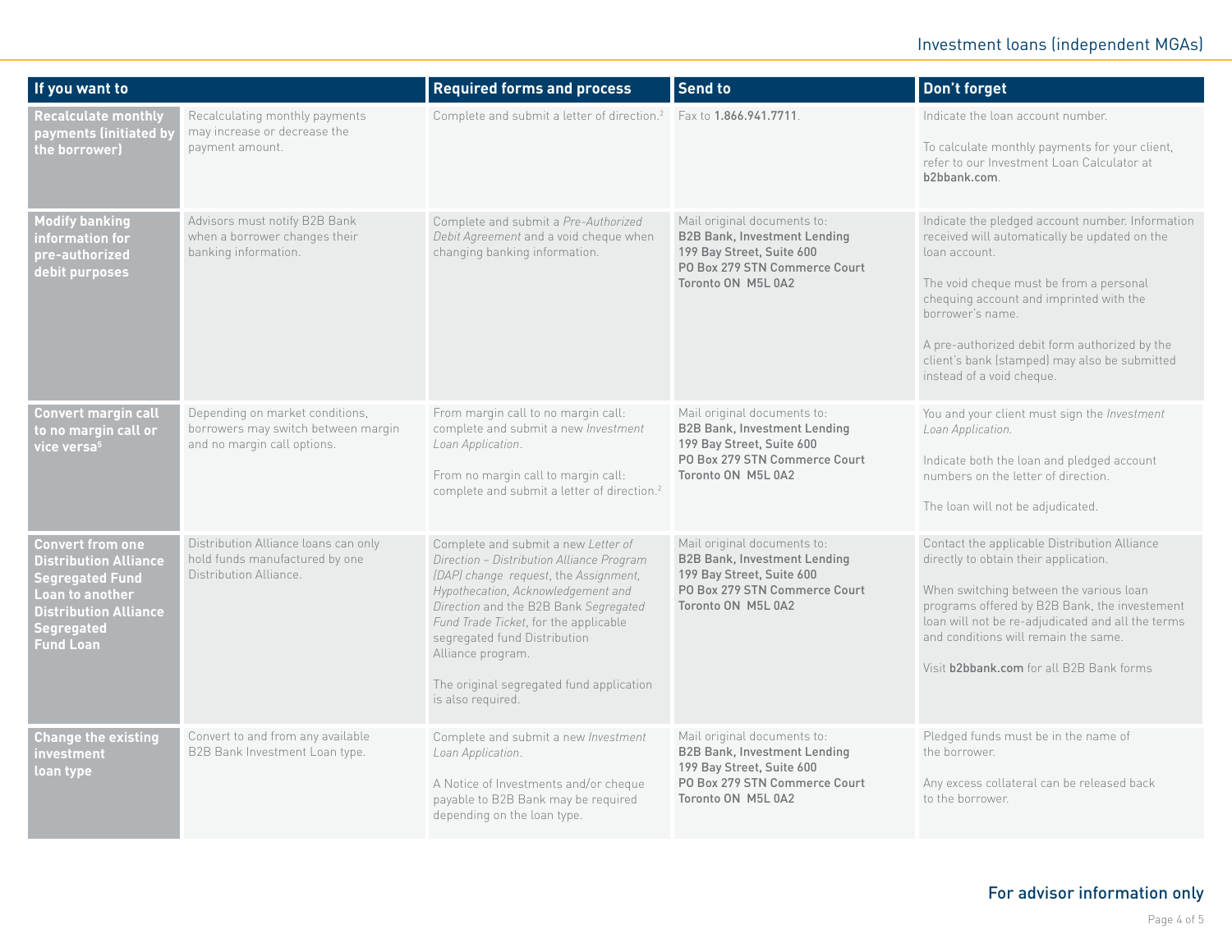| If you want to | | Required forms and process | Send to | Don't forget |
|---|---|---|---|---|
| **Recalculate monthly payments (initiated by the borrower)** | Recalculating monthly payments may increase or decrease the payment amount. | Complete and submit a letter of direction.[2] | Fax to **1.866.941.7711**. | Indicate the loan account number.<br><br>To calculate monthly payments for your client, refer to our Investment Loan Calculator at **b2bbank.com**. |
| **Modify banking information for pre-authorized debit purposes** | Advisors must notify B2B Bank when a borrower changes their banking information. | Complete and submit a *Pre-Authorized Debit Agreement* and a void cheque when changing banking information. | Mail original documents to:<br>**B2B Bank, Investment Lending**<br>**199 Bay Street, Suite 600**<br>**PO Box 279 STN Commerce Court**<br>**Toronto ON M5L 0A2** | Indicate the pledged account number. Information received will automatically be updated on the loan account.<br><br>The void cheque must be from a personal chequing account and imprinted with the borrower's name.<br><br>A pre-authorized debit form authorized by the client's bank (stamped) may also be submitted instead of a void cheque. |
| **Convert margin call to no margin call or vice versa[5]** | Depending on market conditions, borrowers may switch between margin and no margin call options. | From margin call to no margin call: complete and submit a new *Investment Loan Application*.<br><br>From no margin call to margin call: complete and submit a letter of direction.[2] | Mail original documents to:<br>**B2B Bank, Investment Lending**<br>**199 Bay Street, Suite 600**<br>**PO Box 279 STN Commerce Court**<br>**Toronto ON M5L 0A2** | You and your client must sign the *Investment Loan Application.*<br><br>Indicate both the loan and pledged account numbers on the letter of direction.<br><br>The loan will not be adjudicated. |
| **Convert from one Distribution Alliance Segregated Fund Loan to another Distribution Alliance Segregated Fund Loan** | Distribution Alliance loans can only hold funds manufactured by one Distribution Alliance. | Complete and submit a new *Letter of Direction – Distribution Alliance Program (DAP) change request*, the *Assignment, Hypothecation, Acknowledgement and Direction* and the B2B Bank *Segregated Fund Trade Ticket*, for the applicable segregated fund Distribution Alliance program.<br><br>The original segregated fund application is also required. | Mail original documents to:<br>**B2B Bank, Investment Lending**<br>**199 Bay Street, Suite 600**<br>**PO Box 279 STN Commerce Court**<br>**Toronto ON M5L 0A2** | Contact the applicable Distribution Alliance directly to obtain their application.<br><br>When switching between the various loan programs offered by B2B Bank, the investement loan will not be re-adjudicated and all the terms and conditions will remain the same.<br><br>Visit **b2bbank.com** for all B2B Bank forms |
| **Change the existing investment loan type** | Convert to and from any available B2B Bank Investment Loan type. | Complete and submit a new *Investment Loan Application*.<br><br>A Notice of Investments and/or cheque payable to B2B Bank may be required depending on the loan type. | Mail original documents to:<br>**B2B Bank, Investment Lending**<br>**199 Bay Street, Suite 600**<br>**PO Box 279 STN Commerce Court**<br>**Toronto ON M5L 0A2** | Pledged funds must be in the name of the borrower.<br><br>Any excess collateral can be released back to the borrower. |

**For advisor information only**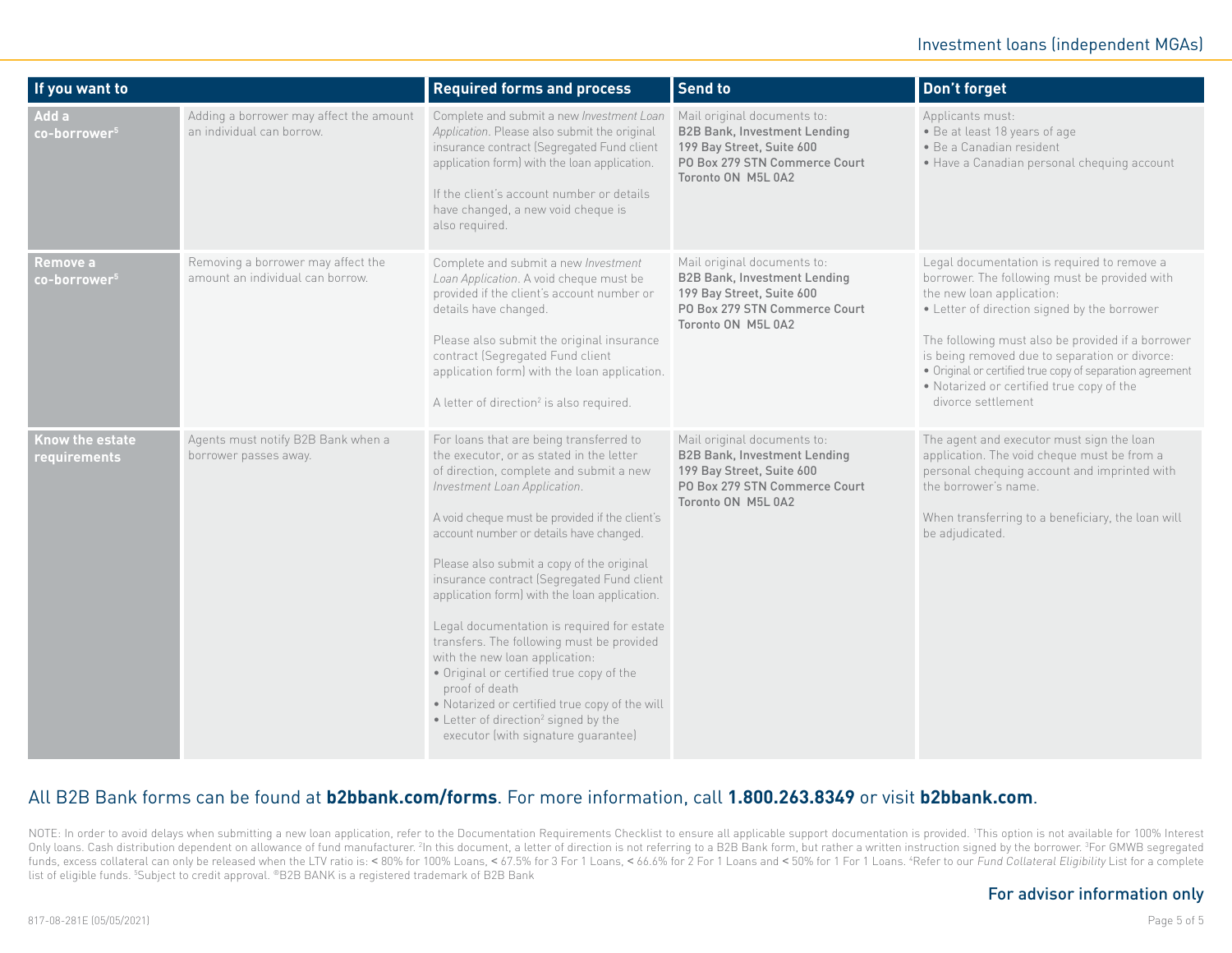| If you want to | | Required forms and process | Send to | Don't forget |
|---|---|---|---|---|
| **Add a co-borrower**[5] | Adding a borrower may affect the amount an individual can borrow. | Complete and submit a new *Investment Loan Application*. Please also submit the original insurance contract (Segregated Fund client application form) with the loan application.<br><br>If the client's account number or details have changed, a new void cheque is also required. | Mail original documents to:<br>**B2B Bank, Investment Lending**<br>**199 Bay Street, Suite 600**<br>**PO Box 279 STN Commerce Court**<br>**Toronto ON M5L 0A2** | Applicants must:<br>• Be at least 18 years of age<br>• Be a Canadian resident<br>• Have a Canadian personal chequing account |
| **Remove a co-borrower**[5] | Removing a borrower may affect the amount an individual can borrow. | Complete and submit a new *Investment Loan Application*. A void cheque must be provided if the client's account number or details have changed.<br><br>Please also submit the original insurance contract (Segregated Fund client application form) with the loan application.<br><br>A letter of direction[2] is also required. | Mail original documents to:<br>**B2B Bank, Investment Lending**<br>**199 Bay Street, Suite 600**<br>**PO Box 279 STN Commerce Court**<br>**Toronto ON M5L 0A2** | Legal documentation is required to remove a borrower. The following must be provided with the new loan application:<br>• Letter of direction signed by the borrower<br><br>The following must also be provided if a borrower is being removed due to separation or divorce:<br>• Original or certified true copy of separation agreement<br>• Notarized or certified true copy of the divorce settlement |
| **Know the estate requirements** | Agents must notify B2B Bank when a borrower passes away. | For loans that are being transferred to the executor, or as stated in the letter of direction, complete and submit a new *Investment Loan Application*.<br><br>A void cheque must be provided if the client's account number or details have changed.<br><br>Please also submit a copy of the original insurance contract (Segregated Fund client application form) with the loan application.<br><br>Legal documentation is required for estate transfers. The following must be provided with the new loan application:<br>• Original or certified true copy of the proof of death<br>• Notarized or certified true copy of the will<br>• Letter of direction[2] signed by the executor (with signature guarantee) | Mail original documents to:<br>**B2B Bank, Investment Lending**<br>**199 Bay Street, Suite 600**<br>**PO Box 279 STN Commerce Court**<br>**Toronto ON M5L 0A2** | The agent and executor must sign the loan application. The void cheque must be from a personal chequing account and imprinted with the borrower's name.<br><br>When transferring to a beneficiary, the loan will be adjudicated. |

All B2B Bank forms can be found at **b2bbank.com/forms**. For more information, call **1.800.263.8349** or visit **b2bbank.com**.

NOTE: In order to avoid delays when submitting a new loan application, refer to the Documentation Requirements Checklist to ensure all applicable support documentation is provided. [1]This option is not available for 100% Interest Only loans. Cash distribution dependent on allowance of fund manufacturer. [2]In this document, a letter of direction is not referring to a B2B Bank form, but rather a written instruction signed by the borrower. [3]For GMWB segregated funds, excess collateral can only be released when the LTV ratio is: < 80% for 100% Loans, < 67.5% for 3 For 1 Loans, < 66.6% for 2 For 1 Loans and < 50% for 1 For 1 Loans. [4]Refer to our *Fund Collateral Eligibility* List for a complete list of eligible funds. [5]Subject to credit approval. ®B2B BANK is a registered trademark of B2B Bank

For advisor information only

817-08-281E (05/05/2021)